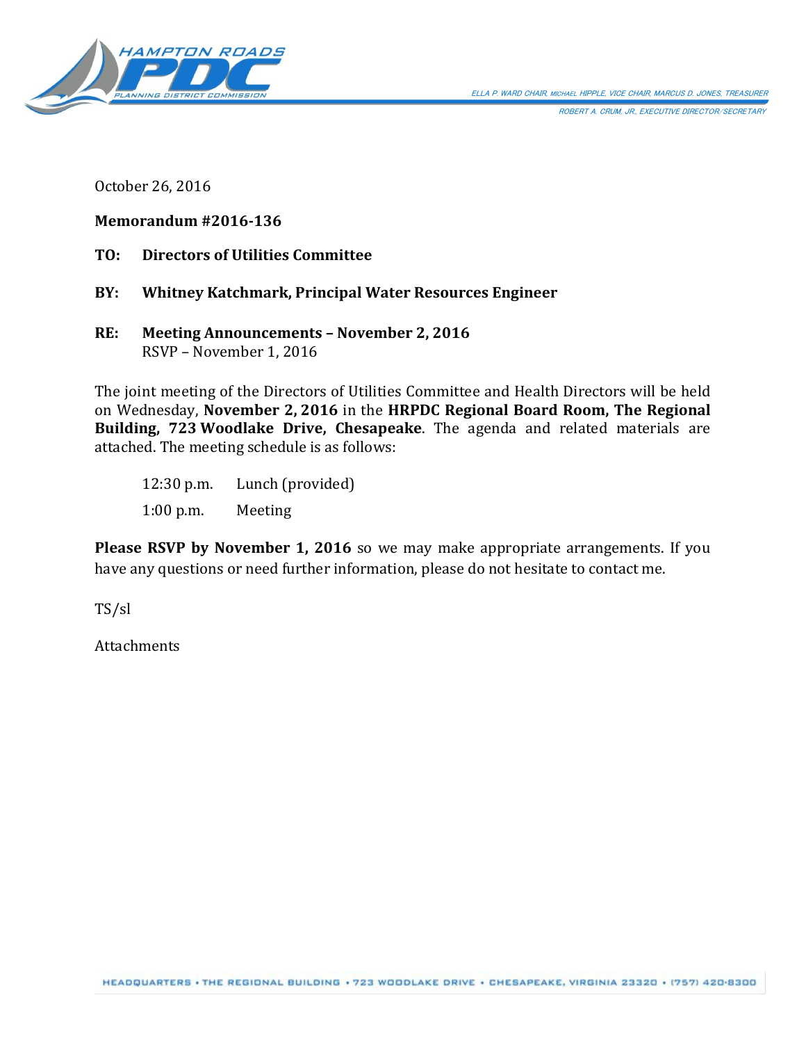HAMPTON ROADS PDC PLANNING DISTRICT COMMISSION

ELLA P. WARD CHAIR, MICHAEL HIPPLE, VICE CHAIR, MARCUS D. JONES, TREASURER
ROBERT A. CRUM, JR., EXECUTIVE DIRECTOR/SECRETARY

October 26, 2016

**Memorandum #2016-136**

**TO: Directors of Utilities Committee**

**BY: Whitney Katchmark, Principal Water Resources Engineer**

**RE: Meeting Announcements – November 2, 2016**
RSVP – November 1, 2016

The joint meeting of the Directors of Utilities Committee and Health Directors will be held on Wednesday, **November 2, 2016** in the **HRPDC Regional Board Room, The Regional Building, 723 Woodlake Drive, Chesapeake**. The agenda and related materials are attached. The meeting schedule is as follows:

12:30 p.m. Lunch (provided)

1:00 p.m. Meeting

**Please RSVP by November 1, 2016** so we may make appropriate arrangements. If you have any questions or need further information, please do not hesitate to contact me.

TS/sl

Attachments

HEADQUARTERS • THE REGIONAL BUILDING • 723 WOODLAKE DRIVE • CHESAPEAKE, VIRGINIA 23320 • (757) 420-8300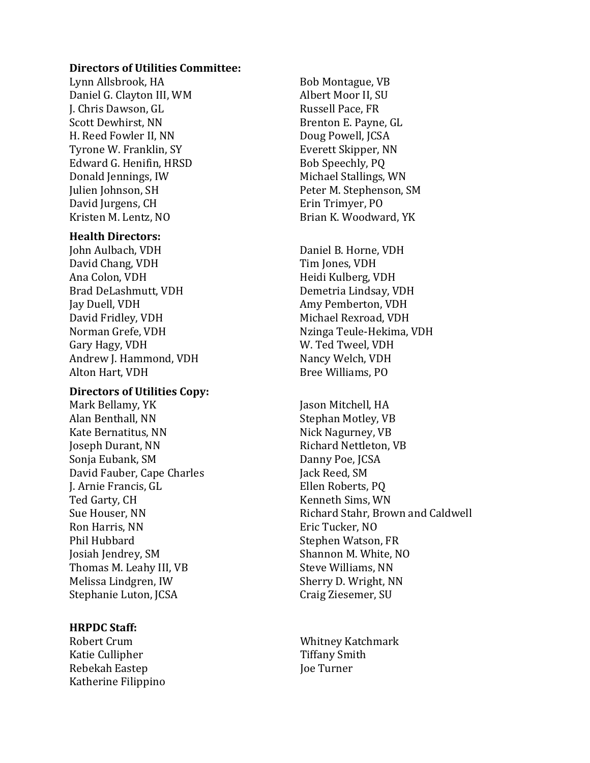**Directors of Utilities Committee:**

Lynn Allsbrook, HA
Daniel G. Clayton III, WM
J. Chris Dawson, GL
Scott Dewhirst, NN
H. Reed Fowler II, NN
Tyrone W. Franklin, SY
Edward G. Henifin, HRSD
Donald Jennings, IW
Julien Johnson, SH
David Jurgens, CH
Kristen M. Lentz, NO
Bob Montague, VB
Albert Moor II, SU
Russell Pace, FR
Brenton E. Payne, GL
Doug Powell, JCSA
Everett Skipper, NN
Bob Speechly, PQ
Michael Stallings, WN
Peter M. Stephenson, SM
Erin Trimyer, PO
Brian K. Woodward, YK

**Health Directors:**

John Aulbach, VDH
David Chang, VDH
Ana Colon, VDH
Brad DeLashmutt, VDH
Jay Duell, VDH
David Fridley, VDH
Norman Grefe, VDH
Gary Hagy, VDH
Andrew J. Hammond, VDH
Alton Hart, VDH
Daniel B. Horne, VDH
Tim Jones, VDH
Heidi Kulberg, VDH
Demetria Lindsay, VDH
Amy Pemberton, VDH
Michael Rexroad, VDH
Nzinga Teule-Hekima, VDH
W. Ted Tweel, VDH
Nancy Welch, VDH
Bree Williams, PO

**Directors of Utilities Copy:**

Mark Bellamy, YK
Alan Benthall, NN
Kate Bernatitus, NN
Joseph Durant, NN
Sonja Eubank, SM
David Fauber, Cape Charles
J. Arnie Francis, GL
Ted Garty, CH
Sue Houser, NN
Ron Harris, NN
Phil Hubbard
Josiah Jendrey, SM
Thomas M. Leahy III, VB
Melissa Lindgren, IW
Stephanie Luton, JCSA
Jason Mitchell, HA
Stephan Motley, VB
Nick Nagurney, VB
Richard Nettleton, VB
Danny Poe, JCSA
Jack Reed, SM
Ellen Roberts, PQ
Kenneth Sims, WN
Richard Stahr, Brown and Caldwell
Eric Tucker, NO
Stephen Watson, FR
Shannon M. White, NO
Steve Williams, NN
Sherry D. Wright, NN
Craig Ziesemer, SU

**HRPDC Staff:**

Robert Crum
Katie Cullipher
Rebekah Eastep
Katherine Filippino
Whitney Katchmark
Tiffany Smith
Joe Turner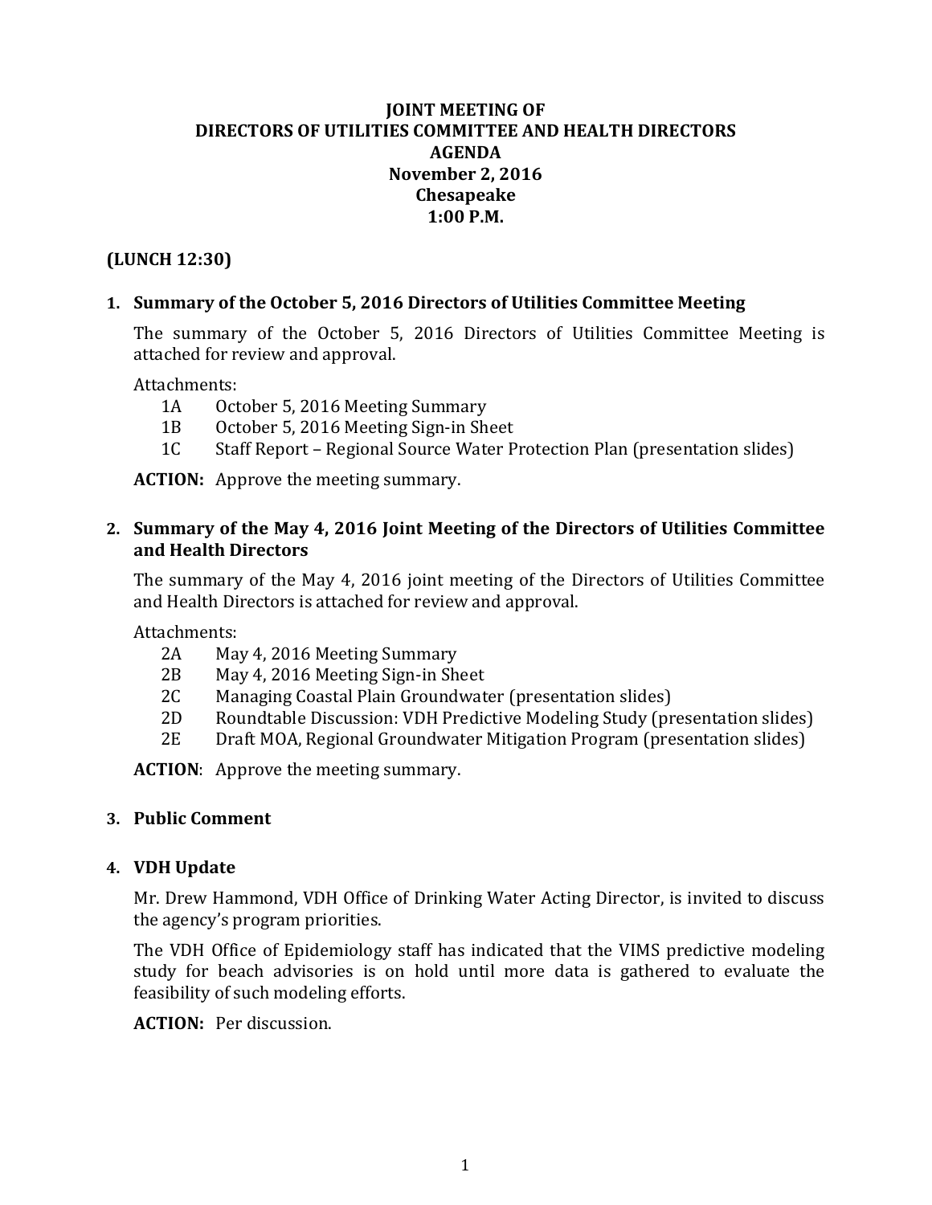# JOINT MEETING OF
# DIRECTORS OF UTILITIES COMMITTEE AND HEALTH DIRECTORS
# AGENDA
# November 2, 2016
# Chesapeake
# 1:00 P.M.

**(LUNCH 12:30)**

## 1. Summary of the October 5, 2016 Directors of Utilities Committee Meeting

The summary of the October 5, 2016 Directors of Utilities Committee Meeting is attached for review and approval.

Attachments:

- 1A October 5, 2016 Meeting Summary
- 1B October 5, 2016 Meeting Sign-in Sheet
- 1C Staff Report – Regional Source Water Protection Plan (presentation slides)

**ACTION:** Approve the meeting summary.

## 2. Summary of the May 4, 2016 Joint Meeting of the Directors of Utilities Committee and Health Directors

The summary of the May 4, 2016 joint meeting of the Directors of Utilities Committee and Health Directors is attached for review and approval.

Attachments:

- 2A May 4, 2016 Meeting Summary
- 2B May 4, 2016 Meeting Sign-in Sheet
- 2C Managing Coastal Plain Groundwater (presentation slides)
- 2D Roundtable Discussion: VDH Predictive Modeling Study (presentation slides)
- 2E Draft MOA, Regional Groundwater Mitigation Program (presentation slides)

**ACTION**: Approve the meeting summary.

## 3. Public Comment

## 4. VDH Update

Mr. Drew Hammond, VDH Office of Drinking Water Acting Director, is invited to discuss the agency's program priorities.

The VDH Office of Epidemiology staff has indicated that the VIMS predictive modeling study for beach advisories is on hold until more data is gathered to evaluate the feasibility of such modeling efforts.

**ACTION:** Per discussion.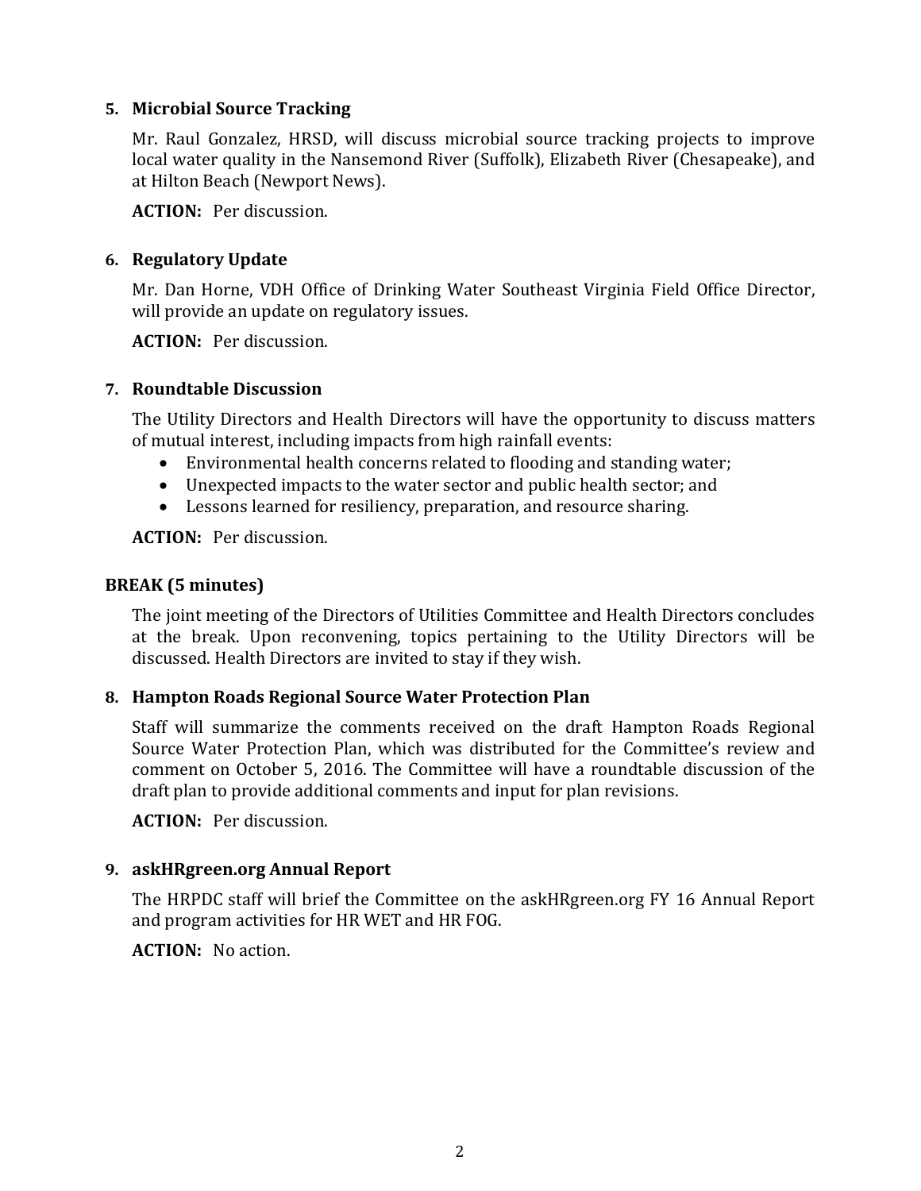**5. Microbial Source Tracking**

Mr. Raul Gonzalez, HRSD, will discuss microbial source tracking projects to improve local water quality in the Nansemond River (Suffolk), Elizabeth River (Chesapeake), and at Hilton Beach (Newport News).

**ACTION:** Per discussion.

**6. Regulatory Update**

Mr. Dan Horne, VDH Office of Drinking Water Southeast Virginia Field Office Director, will provide an update on regulatory issues.

**ACTION:** Per discussion.

**7. Roundtable Discussion**

The Utility Directors and Health Directors will have the opportunity to discuss matters of mutual interest, including impacts from high rainfall events:

- Environmental health concerns related to flooding and standing water;
- Unexpected impacts to the water sector and public health sector; and
- Lessons learned for resiliency, preparation, and resource sharing.

**ACTION:** Per discussion.

**BREAK (5 minutes)**

The joint meeting of the Directors of Utilities Committee and Health Directors concludes at the break. Upon reconvening, topics pertaining to the Utility Directors will be discussed. Health Directors are invited to stay if they wish.

**8. Hampton Roads Regional Source Water Protection Plan**

Staff will summarize the comments received on the draft Hampton Roads Regional Source Water Protection Plan, which was distributed for the Committee's review and comment on October 5, 2016. The Committee will have a roundtable discussion of the draft plan to provide additional comments and input for plan revisions.

**ACTION:** Per discussion.

**9. askHRgreen.org Annual Report**

The HRPDC staff will brief the Committee on the askHRgreen.org FY 16 Annual Report and program activities for HR WET and HR FOG.

**ACTION:** No action.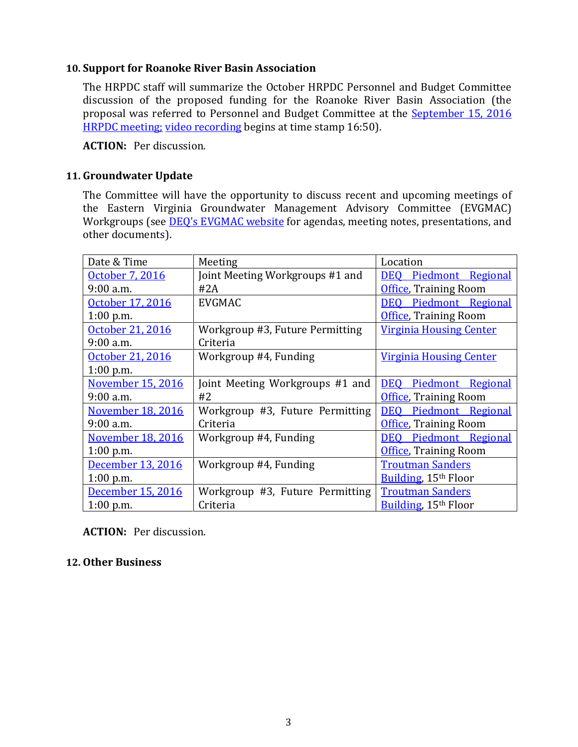## 10. Support for Roanoke River Basin Association

The HRPDC staff will summarize the October HRPDC Personnel and Budget Committee discussion of the proposed funding for the Roanoke River Basin Association (the proposal was referred to Personnel and Budget Committee at the September 15, 2016 HRPDC meeting; video recording begins at time stamp 16:50).

**ACTION:** Per discussion.

## 11. Groundwater Update

The Committee will have the opportunity to discuss recent and upcoming meetings of the Eastern Virginia Groundwater Management Advisory Committee (EVGMAC) Workgroups (see DEQ's EVGMAC website for agendas, meeting notes, presentations, and other documents).

| Date & Time | Meeting | Location |
|---|---|---|
| October 7, 2016 9:00 a.m. | Joint Meeting Workgroups #1 and #2A | DEQ Piedmont Regional Office, Training Room |
| October 17, 2016 1:00 p.m. | EVGMAC | DEQ Piedmont Regional Office, Training Room |
| October 21, 2016 9:00 a.m. | Workgroup #3, Future Permitting Criteria | Virginia Housing Center |
| October 21, 2016 1:00 p.m. | Workgroup #4, Funding | Virginia Housing Center |
| November 15, 2016 9:00 a.m. | Joint Meeting Workgroups #1 and #2 | DEQ Piedmont Regional Office, Training Room |
| November 18, 2016 9:00 a.m. | Workgroup #3, Future Permitting Criteria | DEQ Piedmont Regional Office, Training Room |
| November 18, 2016 1:00 p.m. | Workgroup #4, Funding | DEQ Piedmont Regional Office, Training Room |
| December 13, 2016 1:00 p.m. | Workgroup #4, Funding | Troutman Sanders Building, 15th Floor |
| December 15, 2016 1:00 p.m. | Workgroup #3, Future Permitting Criteria | Troutman Sanders Building, 15th Floor |

**ACTION:** Per discussion.

## 12. Other Business